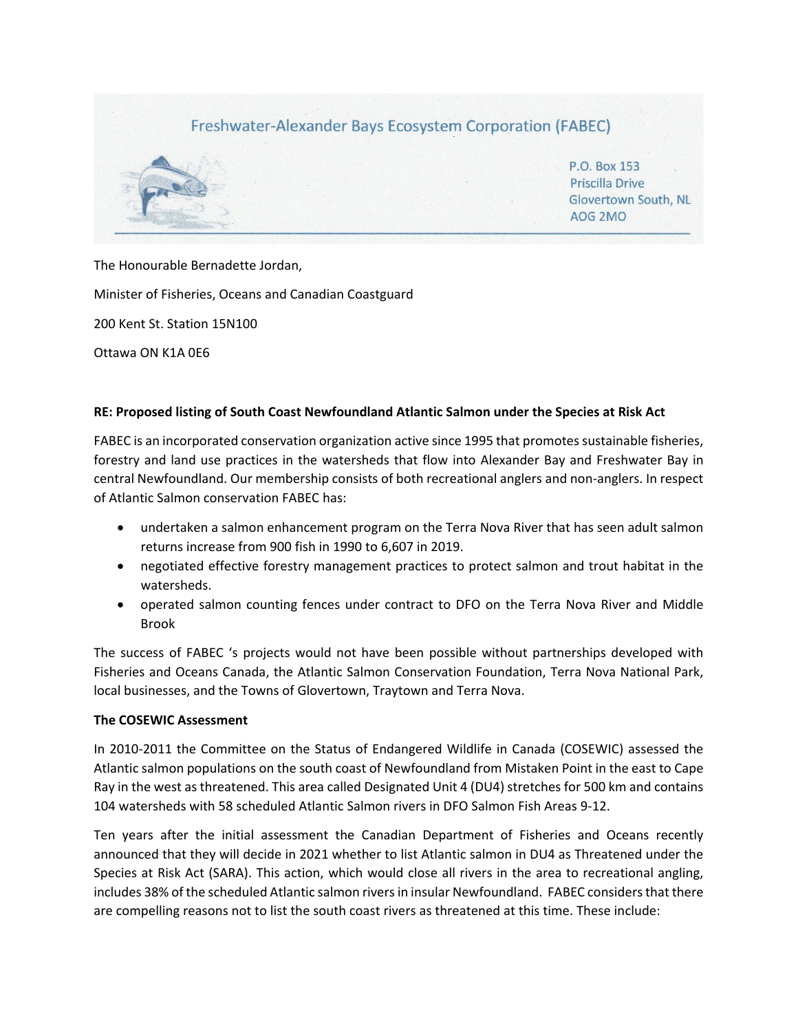Freshwater-Alexander Bays Ecosystem Corporation (FABEC)

P.O. Box 153
Priscilla Drive
Glovertown South, NL
A0G 2M0

The Honourable Bernadette Jordan,

Minister of Fisheries, Oceans and Canadian Coastguard

200 Kent St. Station 15N100

Ottawa ON K1A 0E6

**RE: Proposed listing of South Coast Newfoundland Atlantic Salmon under the Species at Risk Act**

FABEC is an incorporated conservation organization active since 1995 that promotes sustainable fisheries, forestry and land use practices in the watersheds that flow into Alexander Bay and Freshwater Bay in central Newfoundland. Our membership consists of both recreational anglers and non-anglers. In respect of Atlantic Salmon conservation FABEC has:

- undertaken a salmon enhancement program on the Terra Nova River that has seen adult salmon returns increase from 900 fish in 1990 to 6,607 in 2019.
- negotiated effective forestry management practices to protect salmon and trout habitat in the watersheds.
- operated salmon counting fences under contract to DFO on the Terra Nova River and Middle Brook

The success of FABEC 's projects would not have been possible without partnerships developed with Fisheries and Oceans Canada, the Atlantic Salmon Conservation Foundation, Terra Nova National Park, local businesses, and the Towns of Glovertown, Traytown and Terra Nova.

**The COSEWIC Assessment**

In 2010-2011 the Committee on the Status of Endangered Wildlife in Canada (COSEWIC) assessed the Atlantic salmon populations on the south coast of Newfoundland from Mistaken Point in the east to Cape Ray in the west as threatened. This area called Designated Unit 4 (DU4) stretches for 500 km and contains 104 watersheds with 58 scheduled Atlantic Salmon rivers in DFO Salmon Fish Areas 9-12.

Ten years after the initial assessment the Canadian Department of Fisheries and Oceans recently announced that they will decide in 2021 whether to list Atlantic salmon in DU4 as Threatened under the Species at Risk Act (SARA). This action, which would close all rivers in the area to recreational angling, includes 38% of the scheduled Atlantic salmon rivers in insular Newfoundland. FABEC considers that there are compelling reasons not to list the south coast rivers as threatened at this time. These include: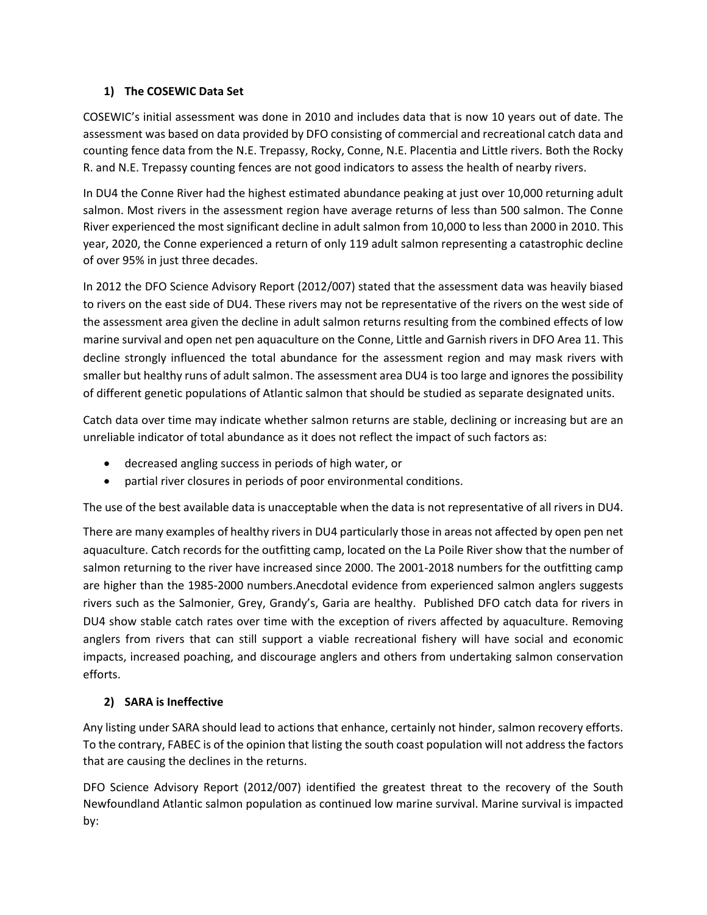## 1) The COSEWIC Data Set

COSEWIC's initial assessment was done in 2010 and includes data that is now 10 years out of date. The assessment was based on data provided by DFO consisting of commercial and recreational catch data and counting fence data from the N.E. Trepassy, Rocky, Conne, N.E. Placentia and Little rivers. Both the Rocky R. and N.E. Trepassy counting fences are not good indicators to assess the health of nearby rivers.

In DU4 the Conne River had the highest estimated abundance peaking at just over 10,000 returning adult salmon. Most rivers in the assessment region have average returns of less than 500 salmon. The Conne River experienced the most significant decline in adult salmon from 10,000 to less than 2000 in 2010. This year, 2020, the Conne experienced a return of only 119 adult salmon representing a catastrophic decline of over 95% in just three decades.

In 2012 the DFO Science Advisory Report (2012/007) stated that the assessment data was heavily biased to rivers on the east side of DU4. These rivers may not be representative of the rivers on the west side of the assessment area given the decline in adult salmon returns resulting from the combined effects of low marine survival and open net pen aquaculture on the Conne, Little and Garnish rivers in DFO Area 11. This decline strongly influenced the total abundance for the assessment region and may mask rivers with smaller but healthy runs of adult salmon. The assessment area DU4 is too large and ignores the possibility of different genetic populations of Atlantic salmon that should be studied as separate designated units.

Catch data over time may indicate whether salmon returns are stable, declining or increasing but are an unreliable indicator of total abundance as it does not reflect the impact of such factors as:

- decreased angling success in periods of high water, or
- partial river closures in periods of poor environmental conditions.

The use of the best available data is unacceptable when the data is not representative of all rivers in DU4.

There are many examples of healthy rivers in DU4 particularly those in areas not affected by open pen net aquaculture. Catch records for the outfitting camp, located on the La Poile River show that the number of salmon returning to the river have increased since 2000. The 2001-2018 numbers for the outfitting camp are higher than the 1985-2000 numbers.Anecdotal evidence from experienced salmon anglers suggests rivers such as the Salmonier, Grey, Grandy's, Garia are healthy. Published DFO catch data for rivers in DU4 show stable catch rates over time with the exception of rivers affected by aquaculture. Removing anglers from rivers that can still support a viable recreational fishery will have social and economic impacts, increased poaching, and discourage anglers and others from undertaking salmon conservation efforts.

## 2) SARA is Ineffective

Any listing under SARA should lead to actions that enhance, certainly not hinder, salmon recovery efforts. To the contrary, FABEC is of the opinion that listing the south coast population will not address the factors that are causing the declines in the returns.

DFO Science Advisory Report (2012/007) identified the greatest threat to the recovery of the South Newfoundland Atlantic salmon population as continued low marine survival. Marine survival is impacted by: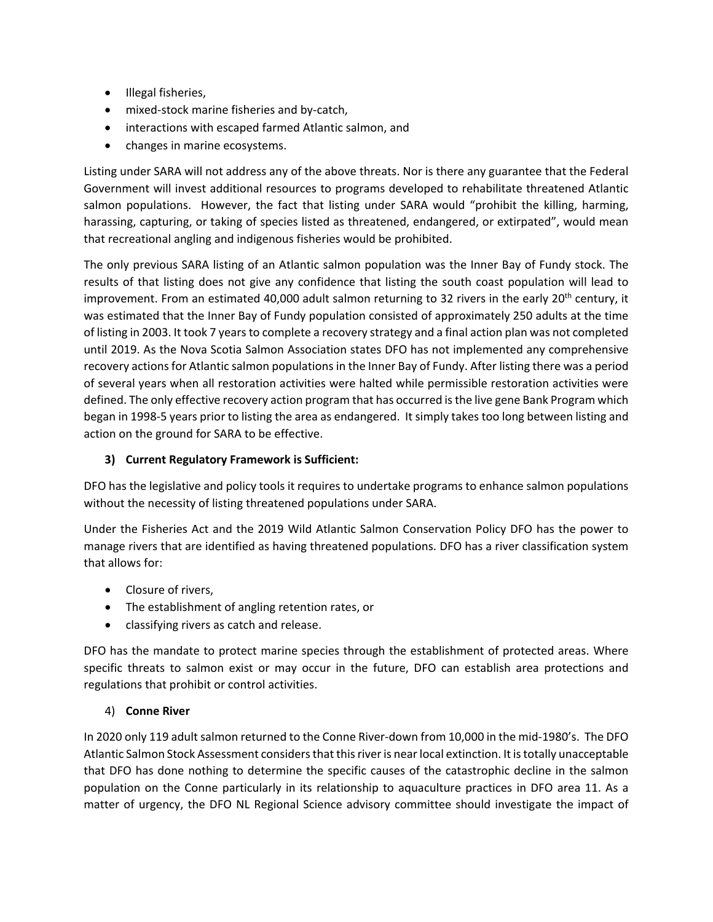- Illegal fisheries,
- mixed-stock marine fisheries and by-catch,
- interactions with escaped farmed Atlantic salmon, and
- changes in marine ecosystems.

Listing under SARA will not address any of the above threats. Nor is there any guarantee that the Federal Government will invest additional resources to programs developed to rehabilitate threatened Atlantic salmon populations. However, the fact that listing under SARA would "prohibit the killing, harming, harassing, capturing, or taking of species listed as threatened, endangered, or extirpated", would mean that recreational angling and indigenous fisheries would be prohibited.

The only previous SARA listing of an Atlantic salmon population was the Inner Bay of Fundy stock. The results of that listing does not give any confidence that listing the south coast population will lead to improvement. From an estimated 40,000 adult salmon returning to 32 rivers in the early 20th century, it was estimated that the Inner Bay of Fundy population consisted of approximately 250 adults at the time of listing in 2003. It took 7 years to complete a recovery strategy and a final action plan was not completed until 2019. As the Nova Scotia Salmon Association states DFO has not implemented any comprehensive recovery actions for Atlantic salmon populations in the Inner Bay of Fundy. After listing there was a period of several years when all restoration activities were halted while permissible restoration activities were defined. The only effective recovery action program that has occurred is the live gene Bank Program which began in 1998-5 years prior to listing the area as endangered. It simply takes too long between listing and action on the ground for SARA to be effective.

### 3) Current Regulatory Framework is Sufficient:

DFO has the legislative and policy tools it requires to undertake programs to enhance salmon populations without the necessity of listing threatened populations under SARA.

Under the Fisheries Act and the 2019 Wild Atlantic Salmon Conservation Policy DFO has the power to manage rivers that are identified as having threatened populations. DFO has a river classification system that allows for:

- Closure of rivers,
- The establishment of angling retention rates, or
- classifying rivers as catch and release.

DFO has the mandate to protect marine species through the establishment of protected areas. Where specific threats to salmon exist or may occur in the future, DFO can establish area protections and regulations that prohibit or control activities.

### 4) Conne River

In 2020 only 119 adult salmon returned to the Conne River-down from 10,000 in the mid-1980's. The DFO Atlantic Salmon Stock Assessment considers that this river is near local extinction. It is totally unacceptable that DFO has done nothing to determine the specific causes of the catastrophic decline in the salmon population on the Conne particularly in its relationship to aquaculture practices in DFO area 11. As a matter of urgency, the DFO NL Regional Science advisory committee should investigate the impact of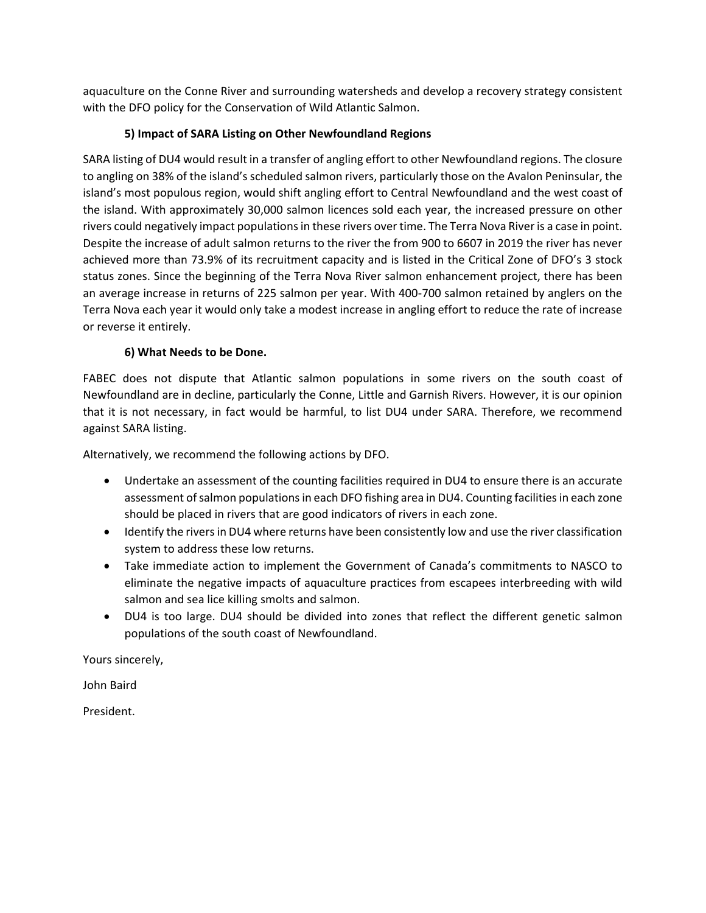aquaculture on the Conne River and surrounding watersheds and develop a recovery strategy consistent with the DFO policy for the Conservation of Wild Atlantic Salmon.

### 5) Impact of SARA Listing on Other Newfoundland Regions

SARA listing of DU4 would result in a transfer of angling effort to other Newfoundland regions. The closure to angling on 38% of the island's scheduled salmon rivers, particularly those on the Avalon Peninsular, the island's most populous region, would shift angling effort to Central Newfoundland and the west coast of the island. With approximately 30,000 salmon licences sold each year, the increased pressure on other rivers could negatively impact populations in these rivers over time. The Terra Nova River is a case in point. Despite the increase of adult salmon returns to the river the from 900 to 6607 in 2019 the river has never achieved more than 73.9% of its recruitment capacity and is listed in the Critical Zone of DFO's 3 stock status zones. Since the beginning of the Terra Nova River salmon enhancement project, there has been an average increase in returns of 225 salmon per year. With 400-700 salmon retained by anglers on the Terra Nova each year it would only take a modest increase in angling effort to reduce the rate of increase or reverse it entirely.

### 6) What Needs to be Done.

FABEC does not dispute that Atlantic salmon populations in some rivers on the south coast of Newfoundland are in decline, particularly the Conne, Little and Garnish Rivers. However, it is our opinion that it is not necessary, in fact would be harmful, to list DU4 under SARA. Therefore, we recommend against SARA listing.

Alternatively, we recommend the following actions by DFO.

- Undertake an assessment of the counting facilities required in DU4 to ensure there is an accurate assessment of salmon populations in each DFO fishing area in DU4. Counting facilities in each zone should be placed in rivers that are good indicators of rivers in each zone.
- Identify the rivers in DU4 where returns have been consistently low and use the river classification system to address these low returns.
- Take immediate action to implement the Government of Canada's commitments to NASCO to eliminate the negative impacts of aquaculture practices from escapees interbreeding with wild salmon and sea lice killing smolts and salmon.
- DU4 is too large. DU4 should be divided into zones that reflect the different genetic salmon populations of the south coast of Newfoundland.

Yours sincerely,

John Baird

President.